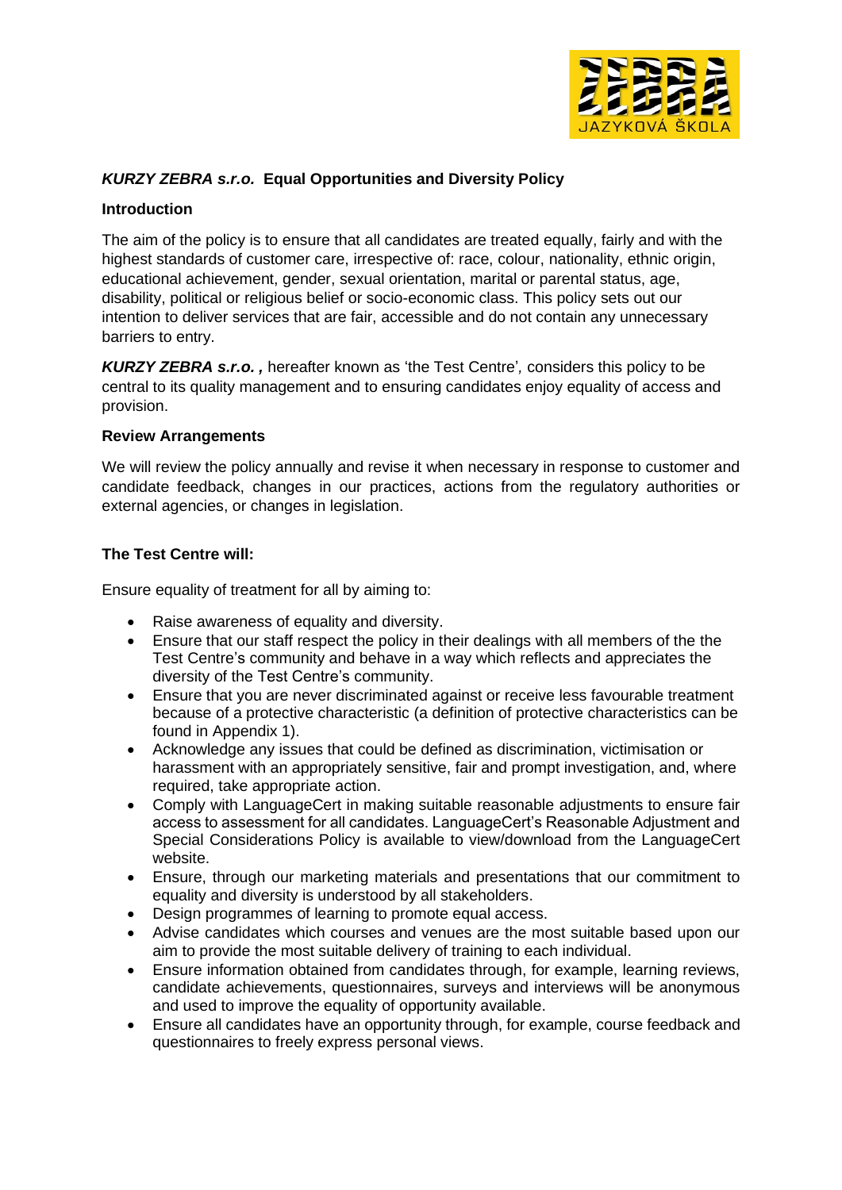# ***KURZY ZEBRA s.r.o.*** **Equal Opportunities and Diversity Policy**

## Introduction

The aim of the policy is to ensure that all candidates are treated equally, fairly and with the highest standards of customer care, irrespective of: race, colour, nationality, ethnic origin, educational achievement, gender, sexual orientation, marital or parental status, age, disability, political or religious belief or socio-economic class. This policy sets out our intention to deliver services that are fair, accessible and do not contain any unnecessary barriers to entry.

***KURZY ZEBRA s.r.o. ,*** hereafter known as 'the Test Centre'*,* considers this policy to be central to its quality management and to ensuring candidates enjoy equality of access and provision.

## Review Arrangements

We will review the policy annually and revise it when necessary in response to customer and candidate feedback, changes in our practices, actions from the regulatory authorities or external agencies, or changes in legislation.

## The Test Centre will:

Ensure equality of treatment for all by aiming to:

- Raise awareness of equality and diversity.
- Ensure that our staff respect the policy in their dealings with all members of the the Test Centre's community and behave in a way which reflects and appreciates the diversity of the Test Centre's community.
- Ensure that you are never discriminated against or receive less favourable treatment because of a protective characteristic (a definition of protective characteristics can be found in Appendix 1).
- Acknowledge any issues that could be defined as discrimination, victimisation or harassment with an appropriately sensitive, fair and prompt investigation, and, where required, take appropriate action.
- Comply with LanguageCert in making suitable reasonable adjustments to ensure fair access to assessment for all candidates. LanguageCert's Reasonable Adjustment and Special Considerations Policy is available to view/download from the LanguageCert website.
- Ensure, through our marketing materials and presentations that our commitment to equality and diversity is understood by all stakeholders.
- Design programmes of learning to promote equal access.
- Advise candidates which courses and venues are the most suitable based upon our aim to provide the most suitable delivery of training to each individual.
- Ensure information obtained from candidates through, for example, learning reviews, candidate achievements, questionnaires, surveys and interviews will be anonymous and used to improve the equality of opportunity available.
- Ensure all candidates have an opportunity through, for example, course feedback and questionnaires to freely express personal views.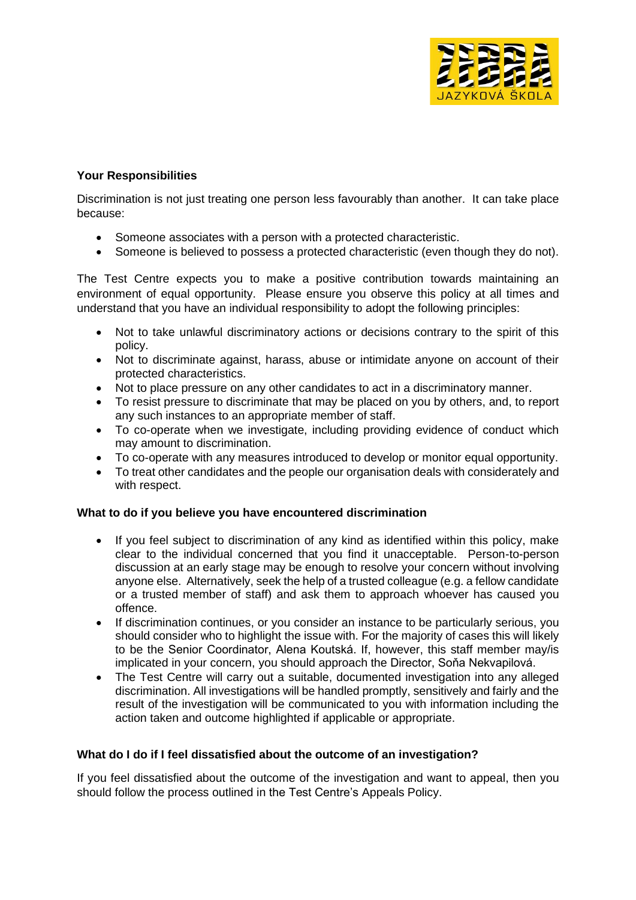**Your Responsibilities**

Discrimination is not just treating one person less favourably than another. It can take place because:

- Someone associates with a person with a protected characteristic.
- Someone is believed to possess a protected characteristic (even though they do not).

The Test Centre expects you to make a positive contribution towards maintaining an environment of equal opportunity. Please ensure you observe this policy at all times and understand that you have an individual responsibility to adopt the following principles:

- Not to take unlawful discriminatory actions or decisions contrary to the spirit of this policy.
- Not to discriminate against, harass, abuse or intimidate anyone on account of their protected characteristics.
- Not to place pressure on any other candidates to act in a discriminatory manner.
- To resist pressure to discriminate that may be placed on you by others, and, to report any such instances to an appropriate member of staff.
- To co-operate when we investigate, including providing evidence of conduct which may amount to discrimination.
- To co-operate with any measures introduced to develop or monitor equal opportunity.
- To treat other candidates and the people our organisation deals with considerately and with respect.

**What to do if you believe you have encountered discrimination**

- If you feel subject to discrimination of any kind as identified within this policy, make clear to the individual concerned that you find it unacceptable. Person-to-person discussion at an early stage may be enough to resolve your concern without involving anyone else. Alternatively, seek the help of a trusted colleague (e.g. a fellow candidate or a trusted member of staff) and ask them to approach whoever has caused you offence.
- If discrimination continues, or you consider an instance to be particularly serious, you should consider who to highlight the issue with. For the majority of cases this will likely to be the Senior Coordinator, Alena Koutská. If, however, this staff member may/is implicated in your concern, you should approach the Director, Soňa Nekvapilová.
- The Test Centre will carry out a suitable, documented investigation into any alleged discrimination. All investigations will be handled promptly, sensitively and fairly and the result of the investigation will be communicated to you with information including the action taken and outcome highlighted if applicable or appropriate.

**What do I do if I feel dissatisfied about the outcome of an investigation?**

If you feel dissatisfied about the outcome of the investigation and want to appeal, then you should follow the process outlined in the Test Centre's Appeals Policy.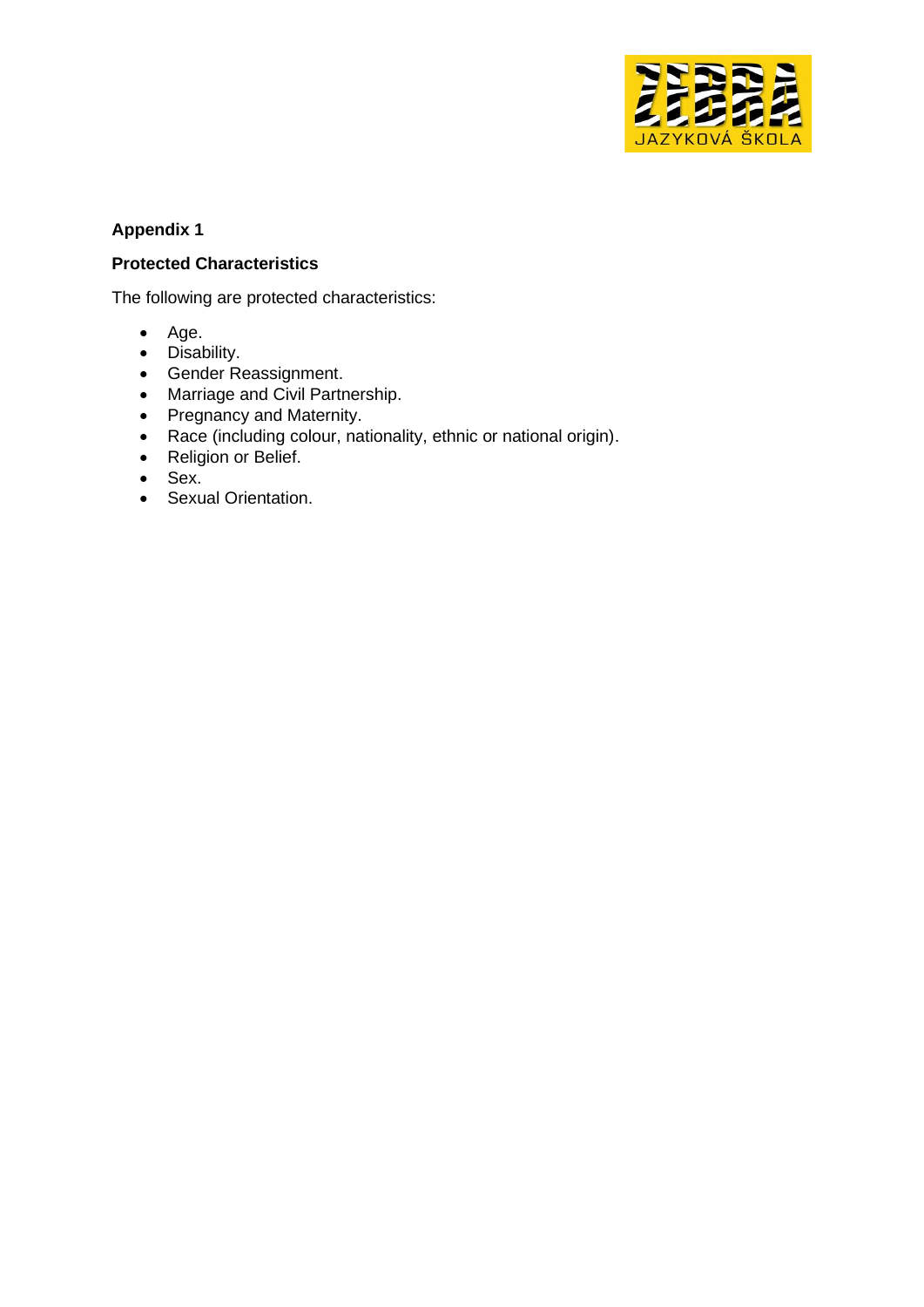**Appendix 1**

**Protected Characteristics**

The following are protected characteristics:

- Age.
- Disability.
- Gender Reassignment.
- Marriage and Civil Partnership.
- Pregnancy and Maternity.
- Race (including colour, nationality, ethnic or national origin).
- Religion or Belief.
- Sex.
- Sexual Orientation.